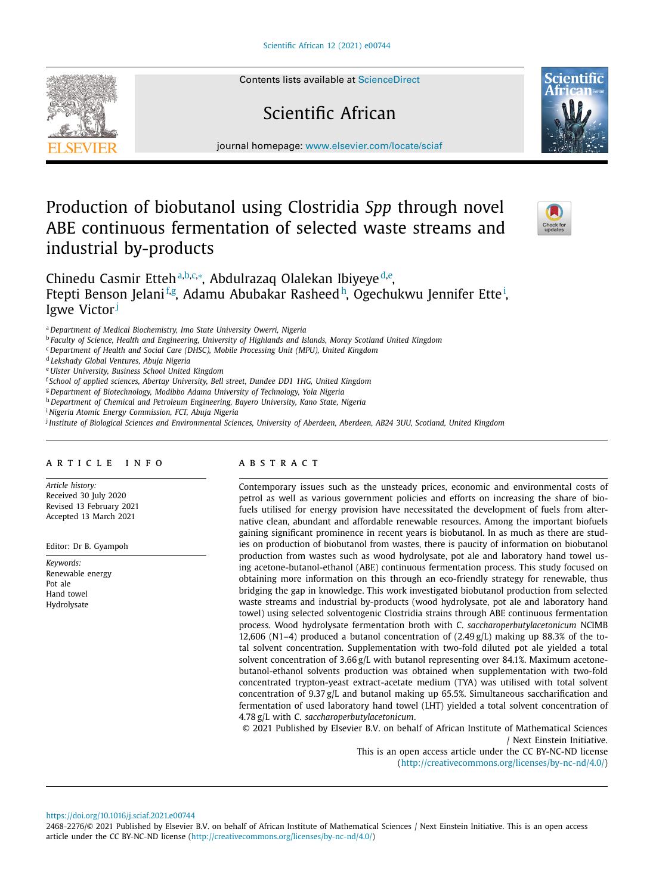# Production of biobutanol using Clostridia *Spp* through novel ABE continuous fermentation of selected waste streams and industrial by-products

Chinedu Casmir Etteh[a,b,c,*], Abdulrazaq Olalekan Ibiyeye[d,e], Ftepti Benson Jelani[f,g], Adamu Abubakar Rasheed[h], Ogechukwu Jennifer Ette[i], Igwe Victor[j]

[a] *Department of Medical Biochemistry, Imo State University Owerri, Nigeria*
[b] *Faculty of Science, Health and Engineering, University of Highlands and Islands, Moray Scotland United Kingdom*
[c] *Department of Health and Social Care (DHSC), Mobile Processing Unit (MPU), United Kingdom*
[d] *Lekshady Global Ventures, Abuja Nigeria*
[e] *Ulster University, Business School United Kingdom*
[f] *School of applied sciences, Abertay University, Bell street, Dundee DD1 1HG, United Kingdom*
[g] *Department of Biotechnology, Modibbo Adama University of Technology, Yola Nigeria*
[h] *Department of Chemical and Petroleum Engineering, Bayero University, Kano State, Nigeria*
[i] *Nigeria Atomic Energy Commission, FCT, Abuja Nigeria*
[j] *Institute of Biological Sciences and Environmental Sciences, University of Aberdeen, Aberdeen, AB24 3UU, Scotland, United Kingdom*

## ARTICLE INFO

*Article history:*
Received 30 July 2020
Revised 13 February 2021
Accepted 13 March 2021

Editor: Dr B. Gyampoh

*Keywords:*
Renewable energy
Pot ale
Hand towel
Hydrolysate

## ABSTRACT

Contemporary issues such as the unsteady prices, economic and environmental costs of petrol as well as various government policies and efforts on increasing the share of biofuels utilised for energy provision have necessitated the development of fuels from alternative clean, abundant and affordable renewable resources. Among the important biofuels gaining significant prominence in recent years is biobutanol. In as much as there are studies on production of biobutanol from wastes, there is paucity of information on biobutanol production from wastes such as wood hydrolysate, pot ale and laboratory hand towel using acetone-butanol-ethanol (ABE) continuous fermentation process. This study focused on obtaining more information on this through an eco-friendly strategy for renewable, thus bridging the gap in knowledge. This work investigated biobutanol production from selected waste streams and industrial by-products (wood hydrolysate, pot ale and laboratory hand towel) using selected solventogenic Clostridia strains through ABE continuous fermentation process. Wood hydrolysate fermentation broth with C. *saccharoperbutylacetonicum* NCIMB 12,606 (N1–4) produced a butanol concentration of (2.49 g/L) making up 88.3% of the total solvent concentration. Supplementation with two-fold diluted pot ale yielded a total solvent concentration of 3.66 g/L with butanol representing over 84.1%. Maximum acetone-butanol-ethanol solvents production was obtained when supplementation with two-fold concentrated trypton-yeast extract-acetate medium (TYA) was utilised with total solvent concentration of 9.37 g/L and butanol making up 65.5%. Simultaneous saccharification and fermentation of used laboratory hand towel (LHT) yielded a total solvent concentration of 4.78 g/L with C. *saccharoperbutylacetonicum*.

© 2021 Published by Elsevier B.V. on behalf of African Institute of Mathematical Sciences / Next Einstein Initiative.
This is an open access article under the CC BY-NC-ND license (http://creativecommons.org/licenses/by-nc-nd/4.0/)

https://doi.org/10.1016/j.sciaf.2021.e00744
2468-2276/© 2021 Published by Elsevier B.V. on behalf of African Institute of Mathematical Sciences / Next Einstein Initiative. This is an open access article under the CC BY-NC-ND license (http://creativecommons.org/licenses/by-nc-nd/4.0/)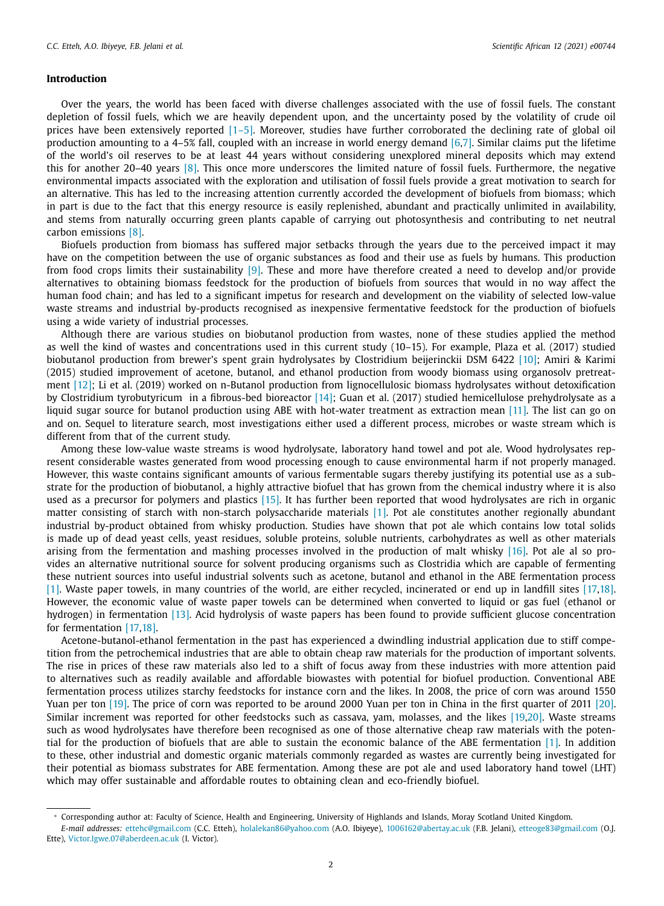## Introduction

Over the years, the world has been faced with diverse challenges associated with the use of fossil fuels. The constant depletion of fossil fuels, which we are heavily dependent upon, and the uncertainty posed by the volatility of crude oil prices have been extensively reported [1–5]. Moreover, studies have further corroborated the declining rate of global oil production amounting to a 4–5% fall, coupled with an increase in world energy demand [6,7]. Similar claims put the lifetime of the world's oil reserves to be at least 44 years without considering unexplored mineral deposits which may extend this for another 20–40 years [8]. This once more underscores the limited nature of fossil fuels. Furthermore, the negative environmental impacts associated with the exploration and utilisation of fossil fuels provide a great motivation to search for an alternative. This has led to the increasing attention currently accorded the development of biofuels from biomass; which in part is due to the fact that this energy resource is easily replenished, abundant and practically unlimited in availability, and stems from naturally occurring green plants capable of carrying out photosynthesis and contributing to net neutral carbon emissions [8].

Biofuels production from biomass has suffered major setbacks through the years due to the perceived impact it may have on the competition between the use of organic substances as food and their use as fuels by humans. This production from food crops limits their sustainability [9]. These and more have therefore created a need to develop and/or provide alternatives to obtaining biomass feedstock for the production of biofuels from sources that would in no way affect the human food chain; and has led to a significant impetus for research and development on the viability of selected low-value waste streams and industrial by-products recognised as inexpensive fermentative feedstock for the production of biofuels using a wide variety of industrial processes.

Although there are various studies on biobutanol production from wastes, none of these studies applied the method as well the kind of wastes and concentrations used in this current study (10–15). For example, Plaza et al. (2017) studied biobutanol production from brewer's spent grain hydrolysates by Clostridium beijerinckii DSM 6422 [10]; Amiri & Karimi (2015) studied improvement of acetone, butanol, and ethanol production from woody biomass using organosolv pretreatment [12]; Li et al. (2019) worked on n-Butanol production from lignocellulosic biomass hydrolysates without detoxification by Clostridium tyrobutyricum in a fibrous-bed bioreactor [14]; Guan et al. (2017) studied hemicellulose prehydrolysate as a liquid sugar source for butanol production using ABE with hot-water treatment as extraction mean [11]. The list can go on and on. Sequel to literature search, most investigations either used a different process, microbes or waste stream which is different from that of the current study.

Among these low-value waste streams is wood hydrolysate, laboratory hand towel and pot ale. Wood hydrolysates represent considerable wastes generated from wood processing enough to cause environmental harm if not properly managed. However, this waste contains significant amounts of various fermentable sugars thereby justifying its potential use as a substrate for the production of biobutanol, a highly attractive biofuel that has grown from the chemical industry where it is also used as a precursor for polymers and plastics [15]. It has further been reported that wood hydrolysates are rich in organic matter consisting of starch with non-starch polysaccharide materials [1]. Pot ale constitutes another regionally abundant industrial by-product obtained from whisky production. Studies have shown that pot ale which contains low total solids is made up of dead yeast cells, yeast residues, soluble proteins, soluble nutrients, carbohydrates as well as other materials arising from the fermentation and mashing processes involved in the production of malt whisky [16]. Pot ale al so provides an alternative nutritional source for solvent producing organisms such as Clostridia which are capable of fermenting these nutrient sources into useful industrial solvents such as acetone, butanol and ethanol in the ABE fermentation process [1]. Waste paper towels, in many countries of the world, are either recycled, incinerated or end up in landfill sites [17,18]. However, the economic value of waste paper towels can be determined when converted to liquid or gas fuel (ethanol or hydrogen) in fermentation [13]. Acid hydrolysis of waste papers has been found to provide sufficient glucose concentration for fermentation [17,18].

Acetone-butanol-ethanol fermentation in the past has experienced a dwindling industrial application due to stiff competition from the petrochemical industries that are able to obtain cheap raw materials for the production of important solvents. The rise in prices of these raw materials also led to a shift of focus away from these industries with more attention paid to alternatives such as readily available and affordable biowastes with potential for biofuel production. Conventional ABE fermentation process utilizes starchy feedstocks for instance corn and the likes. In 2008, the price of corn was around 1550 Yuan per ton [19]. The price of corn was reported to be around 2000 Yuan per ton in China in the first quarter of 2011 [20]. Similar increment was reported for other feedstocks such as cassava, yam, molasses, and the likes [19,20]. Waste streams such as wood hydrolysates have therefore been recognised as one of those alternative cheap raw materials with the potential for the production of biofuels that are able to sustain the economic balance of the ABE fermentation [1]. In addition to these, other industrial and domestic organic materials commonly regarded as wastes are currently being investigated for their potential as biomass substrates for ABE fermentation. Among these are pot ale and used laboratory hand towel (LHT) which may offer sustainable and affordable routes to obtaining clean and eco-friendly biofuel.

* Corresponding author at: Faculty of Science, Health and Engineering, University of Highlands and Islands, Moray Scotland United Kingdom.
*E-mail addresses:* ettehc@gmail.com (C.C. Etteh), holalekan86@yahoo.com (A.O. Ibiyeye), 1006162@abertay.ac.uk (F.B. Jelani), etteoge83@gmail.com (O.J. Ette), Victor.Igwe.07@aberdeen.ac.uk (I. Victor).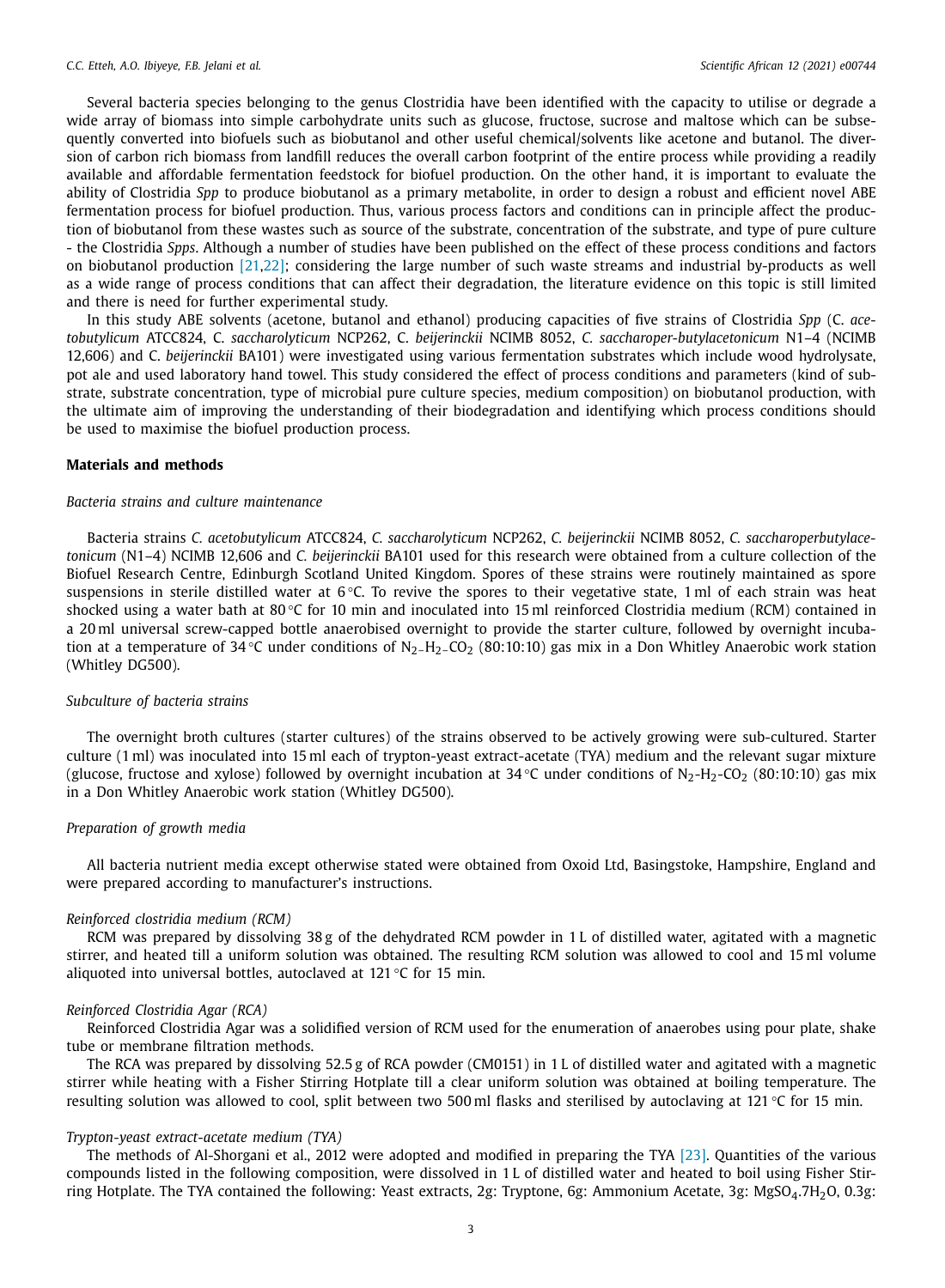Several bacteria species belonging to the genus Clostridia have been identified with the capacity to utilise or degrade a wide array of biomass into simple carbohydrate units such as glucose, fructose, sucrose and maltose which can be subsequently converted into biofuels such as biobutanol and other useful chemical/solvents like acetone and butanol. The diversion of carbon rich biomass from landfill reduces the overall carbon footprint of the entire process while providing a readily available and affordable fermentation feedstock for biofuel production. On the other hand, it is important to evaluate the ability of Clostridia *Spp* to produce biobutanol as a primary metabolite, in order to design a robust and efficient novel ABE fermentation process for biofuel production. Thus, various process factors and conditions can in principle affect the production of biobutanol from these wastes such as source of the substrate, concentration of the substrate, and type of pure culture - the Clostridia *Spps*. Although a number of studies have been published on the effect of these process conditions and factors on biobutanol production [21,22]; considering the large number of such waste streams and industrial by-products as well as a wide range of process conditions that can affect their degradation, the literature evidence on this topic is still limited and there is need for further experimental study.

In this study ABE solvents (acetone, butanol and ethanol) producing capacities of five strains of Clostridia *Spp* (C. *acetobutylicum* ATCC824, C. *saccharolyticum* NCP262, C. *beijerinckii* NCIMB 8052, *C. saccharoper-butylacetonicum* N1–4 (NCIMB 12,606) and C. *beijerinckii* BA101) were investigated using various fermentation substrates which include wood hydrolysate, pot ale and used laboratory hand towel. This study considered the effect of process conditions and parameters (kind of substrate, substrate concentration, type of microbial pure culture species, medium composition) on biobutanol production, with the ultimate aim of improving the understanding of their biodegradation and identifying which process conditions should be used to maximise the biofuel production process.

## Materials and methods

### *Bacteria strains and culture maintenance*

Bacteria strains *C. acetobutylicum* ATCC824, *C. saccharolyticum* NCP262, *C. beijerinckii* NCIMB 8052, *C. saccharoperbutylacetonicum* (N1–4) NCIMB 12,606 and *C. beijerinckii* BA101 used for this research were obtained from a culture collection of the Biofuel Research Centre, Edinburgh Scotland United Kingdom. Spores of these strains were routinely maintained as spore suspensions in sterile distilled water at 6 °C. To revive the spores to their vegetative state, 1 ml of each strain was heat shocked using a water bath at 80 °C for 10 min and inoculated into 15 ml reinforced Clostridia medium (RCM) contained in a 20 ml universal screw-capped bottle anaerobised overnight to provide the starter culture, followed by overnight incubation at a temperature of 34 °C under conditions of $N_2$–$H_2$–$CO_2$ (80:10:10) gas mix in a Don Whitley Anaerobic work station (Whitley DG500).

### *Subculture of bacteria strains*

The overnight broth cultures (starter cultures) of the strains observed to be actively growing were sub-cultured. Starter culture (1 ml) was inoculated into 15 ml each of trypton-yeast extract-acetate (TYA) medium and the relevant sugar mixture (glucose, fructose and xylose) followed by overnight incubation at 34 °C under conditions of $N_2$-$H_2$-$CO_2$ (80:10:10) gas mix in a Don Whitley Anaerobic work station (Whitley DG500).

### *Preparation of growth media*

All bacteria nutrient media except otherwise stated were obtained from Oxoid Ltd, Basingstoke, Hampshire, England and were prepared according to manufacturer's instructions.

#### *Reinforced clostridia medium (RCM)*

RCM was prepared by dissolving 38 g of the dehydrated RCM powder in 1 L of distilled water, agitated with a magnetic stirrer, and heated till a uniform solution was obtained. The resulting RCM solution was allowed to cool and 15 ml volume aliquoted into universal bottles, autoclaved at 121 °C for 15 min.

#### *Reinforced Clostridia Agar (RCA)*

Reinforced Clostridia Agar was a solidified version of RCM used for the enumeration of anaerobes using pour plate, shake tube or membrane filtration methods.

The RCA was prepared by dissolving 52.5 g of RCA powder (CM0151) in 1 L of distilled water and agitated with a magnetic stirrer while heating with a Fisher Stirring Hotplate till a clear uniform solution was obtained at boiling temperature. The resulting solution was allowed to cool, split between two 500 ml flasks and sterilised by autoclaving at 121 °C for 15 min.

#### *Trypton-yeast extract-acetate medium (TYA)*

The methods of Al-Shorgani et al., 2012 were adopted and modified in preparing the TYA [23]. Quantities of the various compounds listed in the following composition, were dissolved in 1 L of distilled water and heated to boil using Fisher Stirring Hotplate. The TYA contained the following: Yeast extracts, 2g: Tryptone, 6g: Ammonium Acetate, 3g: $MgSO_4.7H_2O$, 0.3g: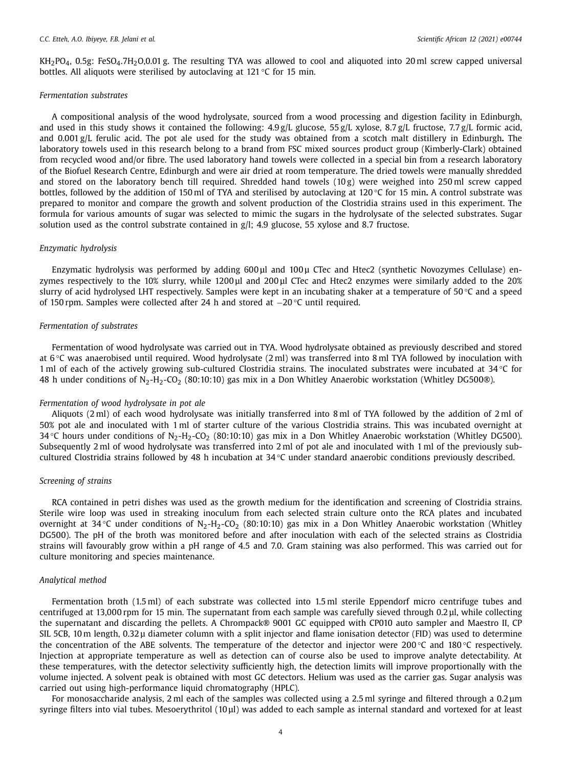$KH_2PO_4$, 0.5g: $FeSO_4.7H_2O$,0.01 g. The resulting TYA was allowed to cool and aliquoted into 20 ml screw capped universal bottles. All aliquots were sterilised by autoclaving at 121 °C for 15 min.

### *Fermentation substrates*

A compositional analysis of the wood hydrolysate, sourced from a wood processing and digestion facility in Edinburgh, and used in this study shows it contained the following: 4.9 g/L glucose, 55 g/L xylose, 8.7 g/L fructose, 7.7 g/L formic acid, and 0.001 g/L ferulic acid. The pot ale used for the study was obtained from a scotch malt distillery in Edinburgh**.** The laboratory towels used in this research belong to a brand from FSC mixed sources product group (Kimberly-Clark) obtained from recycled wood and/or fibre. The used laboratory hand towels were collected in a special bin from a research laboratory of the Biofuel Research Centre, Edinburgh and were air dried at room temperature. The dried towels were manually shredded and stored on the laboratory bench till required. Shredded hand towels (10 g) were weighed into 250 ml screw capped bottles, followed by the addition of 150 ml of TYA and sterilised by autoclaving at 120 °C for 15 min**.** A control substrate was prepared to monitor and compare the growth and solvent production of the Clostridia strains used in this experiment. The formula for various amounts of sugar was selected to mimic the sugars in the hydrolysate of the selected substrates. Sugar solution used as the control substrate contained in g/l; 4.9 glucose, 55 xylose and 8.7 fructose.

### *Enzymatic hydrolysis*

Enzymatic hydrolysis was performed by adding 600 µl and 100 µ CTec and Htec2 (synthetic Novozymes Cellulase) enzymes respectively to the 10% slurry, while 1200 µl and 200 µl CTec and Htec2 enzymes were similarly added to the 20% slurry of acid hydrolysed LHT respectively. Samples were kept in an incubating shaker at a temperature of 50 °C and a speed of 150 rpm. Samples were collected after 24 h and stored at −20 °C until required.

### *Fermentation of substrates*

Fermentation of wood hydrolysate was carried out in TYA. Wood hydrolysate obtained as previously described and stored at 6 °C was anaerobised until required. Wood hydrolysate (2 ml) was transferred into 8 ml TYA followed by inoculation with 1 ml of each of the actively growing sub-cultured Clostridia strains. The inoculated substrates were incubated at 34 °C for 48 h under conditions of $N_2$-$H_2$-$CO_2$ (80:10:10) gas mix in a Don Whitley Anaerobic workstation (Whitley DG500®).

### *Fermentation of wood hydrolysate in pot ale*

Aliquots (2 ml) of each wood hydrolysate was initially transferred into 8 ml of TYA followed by the addition of 2 ml of 50% pot ale and inoculated with 1 ml of starter culture of the various Clostridia strains. This was incubated overnight at 34 °C hours under conditions of $N_2$-$H_2$-$CO_2$ (80:10:10) gas mix in a Don Whitley Anaerobic workstation (Whitley DG500). Subsequently 2 ml of wood hydrolysate was transferred into 2 ml of pot ale and inoculated with 1 ml of the previously sub-cultured Clostridia strains followed by 48 h incubation at 34 °C under standard anaerobic conditions previously described.

### *Screening of strains*

RCA contained in petri dishes was used as the growth medium for the identification and screening of Clostridia strains. Sterile wire loop was used in streaking inoculum from each selected strain culture onto the RCA plates and incubated overnight at 34 °C under conditions of $N_2$-$H_2$-$CO_2$ (80:10:10) gas mix in a Don Whitley Anaerobic workstation (Whitley DG500). The pH of the broth was monitored before and after inoculation with each of the selected strains as Clostridia strains will favourably grow within a pH range of 4.5 and 7.0. Gram staining was also performed. This was carried out for culture monitoring and species maintenance.

### *Analytical method*

Fermentation broth (1.5 ml) of each substrate was collected into 1.5 ml sterile Eppendorf micro centrifuge tubes and centrifuged at 13,000 rpm for 15 min. The supernatant from each sample was carefully sieved through 0.2 µl, while collecting the supernatant and discarding the pellets. A Chrompack® 9001 GC equipped with CP010 auto sampler and Maestro II, CP SIL 5CB, 10 m length, 0.32 µ diameter column with a split injector and flame ionisation detector (FID) was used to determine the concentration of the ABE solvents. The temperature of the detector and injector were 200 °C and 180 °C respectively. Injection at appropriate temperature as well as detection can of course also be used to improve analyte detectability. At these temperatures, with the detector selectivity sufficiently high, the detection limits will improve proportionally with the volume injected. A solvent peak is obtained with most GC detectors. Helium was used as the carrier gas. Sugar analysis was carried out using high-performance liquid chromatography (HPLC).

For monosaccharide analysis, 2 ml each of the samples was collected using a 2.5 ml syringe and filtered through a 0.2 µm syringe filters into vial tubes. Mesoerythritol (10 µl) was added to each sample as internal standard and vortexed for at least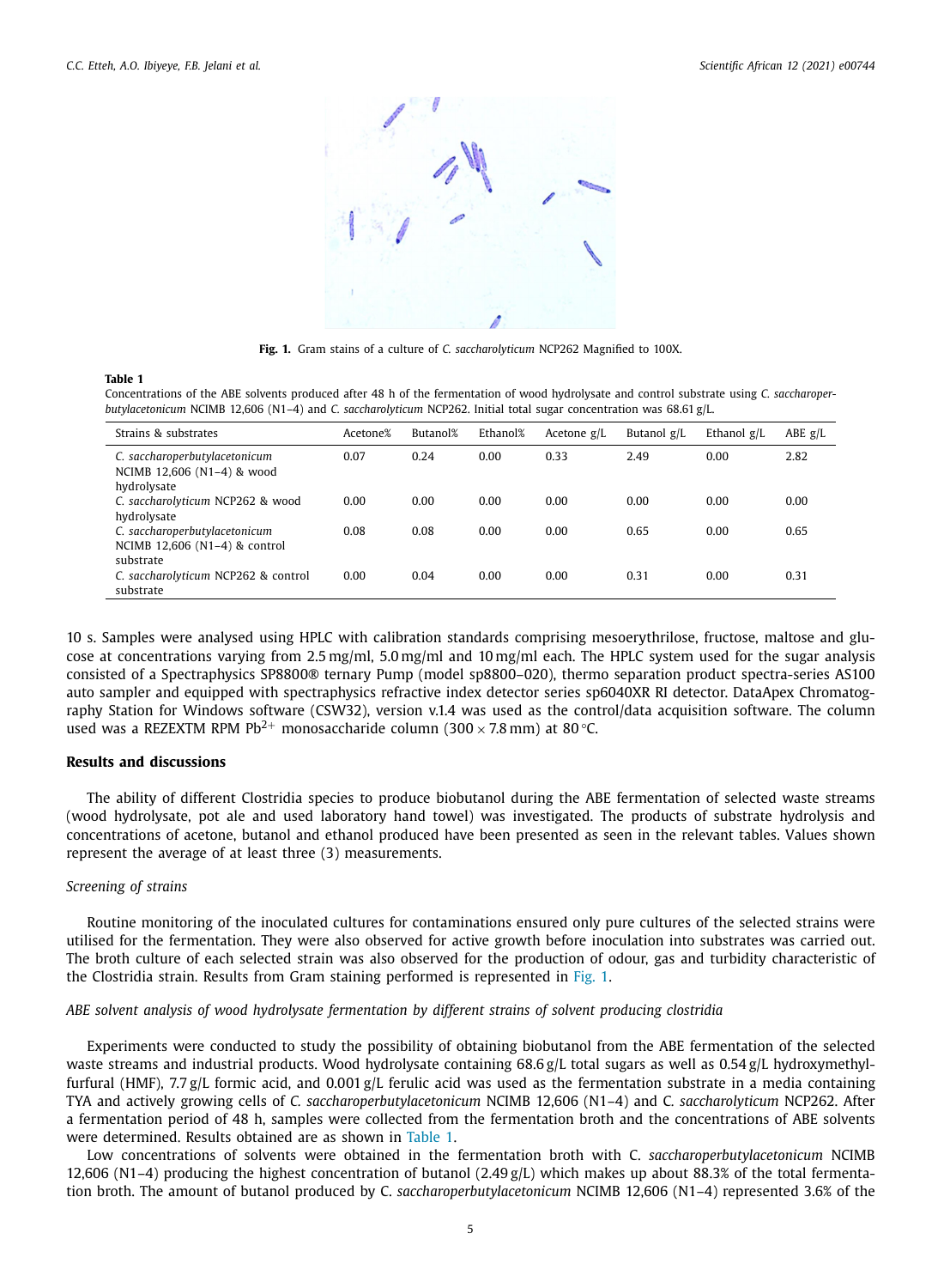**Fig. 1.** Gram stains of a culture of *C. saccharolyticum* NCP262 Magnified to 100X.

**Table 1**
Concentrations of the ABE solvents produced after 48 h of the fermentation of wood hydrolysate and control substrate using *C. saccharoperbutylacetonicum* NCIMB 12,606 (N1–4) and *C. saccharolyticum* NCP262. Initial total sugar concentration was 68.61 g/L.

| Strains & substrates | Acetone% | Butanol% | Ethanol% | Acetone g/L | Butanol g/L | Ethanol g/L | ABE g/L |
|---|---|---|---|---|---|---|---|
| *C. saccharoperbutylacetonicum* NCIMB 12,606 (N1–4) & wood hydrolysate | 0.07 | 0.24 | 0.00 | 0.33 | 2.49 | 0.00 | 2.82 |
| *C. saccharolyticum* NCP262 & wood hydrolysate | 0.00 | 0.00 | 0.00 | 0.00 | 0.00 | 0.00 | 0.00 |
| *C. saccharoperbutylacetonicum* NCIMB 12,606 (N1–4) & control substrate | 0.08 | 0.08 | 0.00 | 0.00 | 0.65 | 0.00 | 0.65 |
| *C. saccharolyticum* NCP262 & control substrate | 0.00 | 0.04 | 0.00 | 0.00 | 0.31 | 0.00 | 0.31 |

10 s. Samples were analysed using HPLC with calibration standards comprising mesoerythrilose, fructose, maltose and glucose at concentrations varying from 2.5 mg/ml, 5.0 mg/ml and 10 mg/ml each. The HPLC system used for the sugar analysis consisted of a Spectraphysics SP8800® ternary Pump (model sp8800–020), thermo separation product spectra-series AS100 auto sampler and equipped with spectraphysics refractive index detector series sp6040XR RI detector. DataApex Chromatography Station for Windows software (CSW32), version v.1.4 was used as the control/data acquisition software. The column used was a REZEXTM RPM $Pb^{2+}$ monosaccharide column (300 × 7.8 mm) at 80 °C.

## Results and discussions

The ability of different Clostridia species to produce biobutanol during the ABE fermentation of selected waste streams (wood hydrolysate, pot ale and used laboratory hand towel) was investigated. The products of substrate hydrolysis and concentrations of acetone, butanol and ethanol produced have been presented as seen in the relevant tables. Values shown represent the average of at least three (3) measurements.

### *Screening of strains*

Routine monitoring of the inoculated cultures for contaminations ensured only pure cultures of the selected strains were utilised for the fermentation. They were also observed for active growth before inoculation into substrates was carried out. The broth culture of each selected strain was also observed for the production of odour, gas and turbidity characteristic of the Clostridia strain. Results from Gram staining performed is represented in Fig. 1.

### *ABE solvent analysis of wood hydrolysate fermentation by different strains of solvent producing clostridia*

Experiments were conducted to study the possibility of obtaining biobutanol from the ABE fermentation of the selected waste streams and industrial products. Wood hydrolysate containing 68.6 g/L total sugars as well as 0.54 g/L hydroxymethylfurfural (HMF), 7.7 g/L formic acid, and 0.001 g/L ferulic acid was used as the fermentation substrate in a media containing TYA and actively growing cells of *C. saccharoperbutylacetonicum* NCIMB 12,606 (N1–4) and *C. saccharolyticum* NCP262. After a fermentation period of 48 h, samples were collected from the fermentation broth and the concentrations of ABE solvents were determined. Results obtained are as shown in Table 1.

Low concentrations of solvents were obtained in the fermentation broth with C. *saccharoperbutylacetonicum* NCIMB 12,606 (N1–4) producing the highest concentration of butanol (2.49 g/L) which makes up about 88.3% of the total fermentation broth. The amount of butanol produced by *C. saccharoperbutylacetonicum* NCIMB 12,606 (N1–4) represented 3.6% of the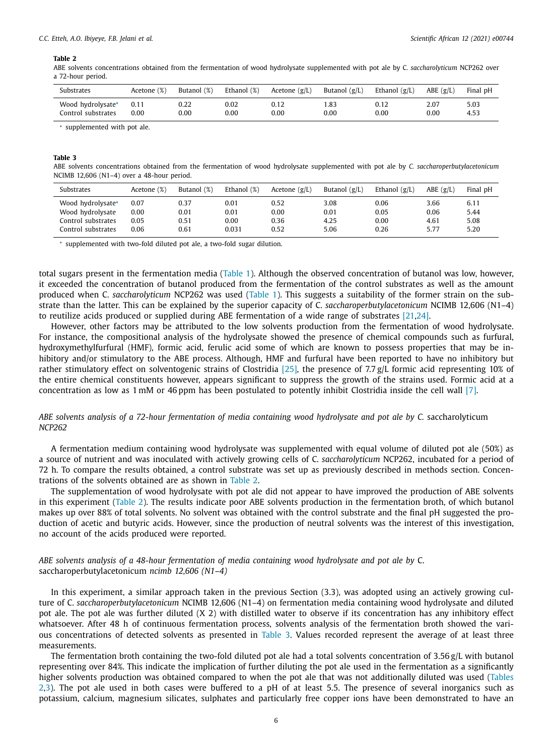**Table 2**
ABE solvents concentrations obtained from the fermentation of wood hydrolysate supplemented with pot ale by C. *saccharolyticum* NCP262 over a 72-hour period.

| Substrates | Acetone (%) | Butanol (%) | Ethanol (%) | Acetone (g/L) | Butanol (g/L) | Ethanol (g/L) | ABE (g/L) | Final pH |
|---|---|---|---|---|---|---|---|---|
| Wood hydrolysate* | 0.11 | 0.22 | 0.02 | 0.12 | 1.83 | 0.12 | 2.07 | 5.03 |
| Control substrates | 0.00 | 0.00 | 0.00 | 0.00 | 0.00 | 0.00 | 0.00 | 4.53 |

* supplemented with pot ale.

**Table 3**
ABE solvents concentrations obtained from the fermentation of wood hydrolysate supplemented with pot ale by *C. saccharoperbutylacetonicum* NCIMB 12,606 (N1–4) over a 48-hour period.

| Substrates | Acetone (%) | Butanol (%) | Ethanol (%) | Acetone (g/L) | Butanol (g/L) | Ethanol (g/L) | ABE (g/L) | Final pH |
|---|---|---|---|---|---|---|---|---|
| Wood hydrolysate* | 0.07 | 0.37 | 0.01 | 0.52 | 3.08 | 0.06 | 3.66 | 6.11 |
| Wood hydrolysate | 0.00 | 0.01 | 0.01 | 0.00 | 0.01 | 0.05 | 0.06 | 5.44 |
| Control substrates | 0.05 | 0.51 | 0.00 | 0.36 | 4.25 | 0.00 | 4.61 | 5.08 |
| Control substrates | 0.06 | 0.61 | 0.031 | 0.52 | 5.06 | 0.26 | 5.77 | 5.20 |

* supplemented with two-fold diluted pot ale, a two-fold sugar dilution.

total sugars present in the fermentation media (Table 1). Although the observed concentration of butanol was low, however, it exceeded the concentration of butanol produced from the fermentation of the control substrates as well as the amount produced when C. *saccharolyticum* NCP262 was used (Table 1). This suggests a suitability of the former strain on the substrate than the latter. This can be explained by the superior capacity of C. *saccharoperbutylacetonicum* NCIMB 12,606 (N1–4) to reutilize acids produced or supplied during ABE fermentation of a wide range of substrates [21,24].

However, other factors may be attributed to the low solvents production from the fermentation of wood hydrolysate. For instance, the compositional analysis of the hydrolysate showed the presence of chemical compounds such as furfural, hydroxymethylfurfural (HMF), formic acid, ferulic acid some of which are known to possess properties that may be inhibitory and/or stimulatory to the ABE process. Although, HMF and furfural have been reported to have no inhibitory but rather stimulatory effect on solventogenic strains of Clostridia [25], the presence of 7.7 g/L formic acid representing 10% of the entire chemical constituents however, appears significant to suppress the growth of the strains used. Formic acid at a concentration as low as 1 mM or 46 ppm has been postulated to potently inhibit Clostridia inside the cell wall [7].

### *ABE solvents analysis of a 72-hour fermentation of media containing wood hydrolysate and pot ale by C.* saccharolyticum *NCP262*

A fermentation medium containing wood hydrolysate was supplemented with equal volume of diluted pot ale (50%) as a source of nutrient and was inoculated with actively growing cells of C. *saccharolyticum* NCP262, incubated for a period of 72 h. To compare the results obtained, a control substrate was set up as previously described in methods section. Concentrations of the solvents obtained are as shown in Table 2.

The supplementation of wood hydrolysate with pot ale did not appear to have improved the production of ABE solvents in this experiment (Table 2). The results indicate poor ABE solvents production in the fermentation broth, of which butanol makes up over 88% of total solvents. No solvent was obtained with the control substrate and the final pH suggested the production of acetic and butyric acids. However, since the production of neutral solvents was the interest of this investigation, no account of the acids produced were reported.

### *ABE solvents analysis of a 48-hour fermentation of media containing wood hydrolysate and pot ale by* C. saccharoperbutylacetonicum *ncimb 12,606 (N1–4)*

In this experiment, a similar approach taken in the previous Section (3.3), was adopted using an actively growing culture of C. *saccharoperbutylacetonicum* NCIMB 12,606 (N1–4) on fermentation media containing wood hydrolysate and diluted pot ale. The pot ale was further diluted (X 2) with distilled water to observe if its concentration has any inhibitory effect whatsoever. After 48 h of continuous fermentation process, solvents analysis of the fermentation broth showed the various concentrations of detected solvents as presented in Table 3. Values recorded represent the average of at least three measurements.

The fermentation broth containing the two-fold diluted pot ale had a total solvents concentration of 3.56 g/L with butanol representing over 84%. This indicate the implication of further diluting the pot ale used in the fermentation as a significantly higher solvents production was obtained compared to when the pot ale that was not additionally diluted was used (Tables 2,3). The pot ale used in both cases were buffered to a pH of at least 5.5. The presence of several inorganics such as potassium, calcium, magnesium silicates, sulphates and particularly free copper ions have been demonstrated to have an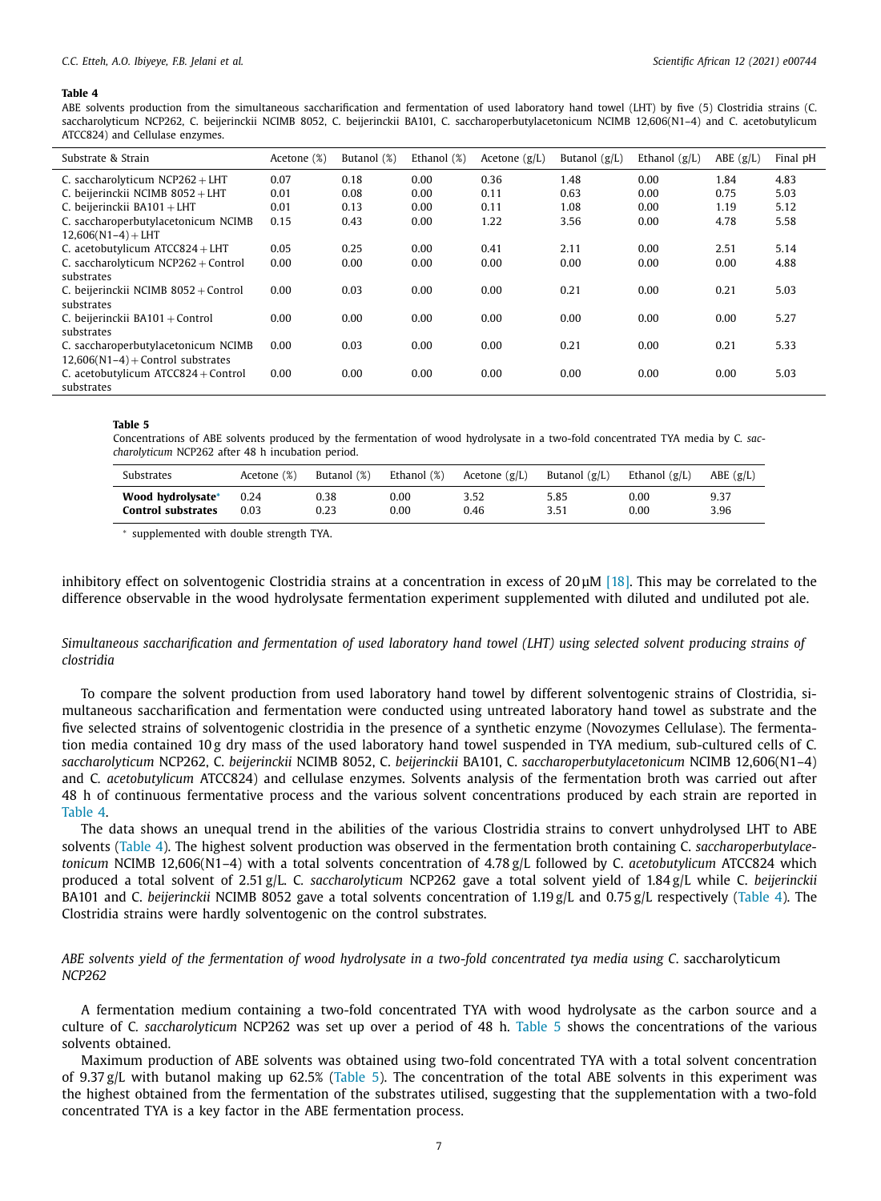**Table 4**

ABE solvents production from the simultaneous saccharification and fermentation of used laboratory hand towel (LHT) by five (5) Clostridia strains (C. saccharolyticum NCP262, C. beijerinckii NCIMB 8052, C. beijerinckii BA101, C. saccharoperbutylacetonicum NCIMB 12,606(N1–4) and C. acetobutylicum ATCC824) and Cellulase enzymes.

| Substrate & Strain | Acetone (%) | Butanol (%) | Ethanol (%) | Acetone (g/L) | Butanol (g/L) | Ethanol (g/L) | ABE (g/L) | Final pH |
|---|---|---|---|---|---|---|---|---|
| C. saccharolyticum NCP262 + LHT | 0.07 | 0.18 | 0.00 | 0.36 | 1.48 | 0.00 | 1.84 | 4.83 |
| C. beijerinckii NCIMB 8052 + LHT | 0.01 | 0.08 | 0.00 | 0.11 | 0.63 | 0.00 | 0.75 | 5.03 |
| C. beijerinckii BA101 + LHT | 0.01 | 0.13 | 0.00 | 0.11 | 1.08 | 0.00 | 1.19 | 5.12 |
| C. saccharoperbutylacetonicum NCIMB 12,606(N1–4) + LHT | 0.15 | 0.43 | 0.00 | 1.22 | 3.56 | 0.00 | 4.78 | 5.58 |
| C. acetobutylicum ATCC824 + LHT | 0.05 | 0.25 | 0.00 | 0.41 | 2.11 | 0.00 | 2.51 | 5.14 |
| C. saccharolyticum NCP262 + Control substrates | 0.00 | 0.00 | 0.00 | 0.00 | 0.00 | 0.00 | 0.00 | 4.88 |
| C. beijerinckii NCIMB 8052 + Control substrates | 0.00 | 0.03 | 0.00 | 0.00 | 0.21 | 0.00 | 0.21 | 5.03 |
| C. beijerinckii BA101 + Control substrates | 0.00 | 0.00 | 0.00 | 0.00 | 0.00 | 0.00 | 0.00 | 5.27 |
| C. saccharoperbutylacetonicum NCIMB 12,606(N1–4) + Control substrates | 0.00 | 0.03 | 0.00 | 0.00 | 0.21 | 0.00 | 0.21 | 5.33 |
| C. acetobutylicum ATCC824 + Control substrates | 0.00 | 0.00 | 0.00 | 0.00 | 0.00 | 0.00 | 0.00 | 5.03 |

**Table 5**

Concentrations of ABE solvents produced by the fermentation of wood hydrolysate in a two-fold concentrated TYA media by C. *saccharolyticum* NCP262 after 48 h incubation period.

| Substrates | Acetone (%) | Butanol (%) | Ethanol (%) | Acetone (g/L) | Butanol (g/L) | Ethanol (g/L) | ABE (g/L) |
|---|---|---|---|---|---|---|---|
| **Wood hydrolysate*** | 0.24 | 0.38 | 0.00 | 3.52 | 5.85 | 0.00 | 9.37 |
| **Control substrates** | 0.03 | 0.23 | 0.00 | 0.46 | 3.51 | 0.00 | 3.96 |

* supplemented with double strength TYA.

inhibitory effect on solventogenic Clostridia strains at a concentration in excess of 20 µM [18]. This may be correlated to the difference observable in the wood hydrolysate fermentation experiment supplemented with diluted and undiluted pot ale.

### *Simultaneous saccharification and fermentation of used laboratory hand towel (LHT) using selected solvent producing strains of clostridia*

To compare the solvent production from used laboratory hand towel by different solventogenic strains of Clostridia, simultaneous saccharification and fermentation were conducted using untreated laboratory hand towel as substrate and the five selected strains of solventogenic clostridia in the presence of a synthetic enzyme (Novozymes Cellulase). The fermentation media contained 10 g dry mass of the used laboratory hand towel suspended in TYA medium, sub-cultured cells of C. *saccharolyticum* NCP262, C. *beijerinckii* NCIMB 8052, C. *beijerinckii* BA101, C. *saccharoperbutylacetonicum* NCIMB 12,606(N1–4) and C. *acetobutylicum* ATCC824) and cellulase enzymes. Solvents analysis of the fermentation broth was carried out after 48 h of continuous fermentative process and the various solvent concentrations produced by each strain are reported in Table 4.

The data shows an unequal trend in the abilities of the various Clostridia strains to convert unhydrolysed LHT to ABE solvents (Table 4). The highest solvent production was observed in the fermentation broth containing C. *saccharoperbutylacetonicum* NCIMB 12,606(N1–4) with a total solvents concentration of 4.78 g/L followed by C. *acetobutylicum* ATCC824 which produced a total solvent of 2.51 g/L. C. *saccharolyticum* NCP262 gave a total solvent yield of 1.84 g/L while C. *beijerinckii* BA101 and C. *beijerinckii* NCIMB 8052 gave a total solvents concentration of 1.19 g/L and 0.75 g/L respectively (Table 4). The Clostridia strains were hardly solventogenic on the control substrates.

### *ABE solvents yield of the fermentation of wood hydrolysate in a two-fold concentrated tya media using C*. saccharolyticum *NCP262*

A fermentation medium containing a two-fold concentrated TYA with wood hydrolysate as the carbon source and a culture of C. *saccharolyticum* NCP262 was set up over a period of 48 h. Table 5 shows the concentrations of the various solvents obtained.

Maximum production of ABE solvents was obtained using two-fold concentrated TYA with a total solvent concentration of 9.37 g/L with butanol making up 62.5% (Table 5). The concentration of the total ABE solvents in this experiment was the highest obtained from the fermentation of the substrates utilised, suggesting that the supplementation with a two-fold concentrated TYA is a key factor in the ABE fermentation process.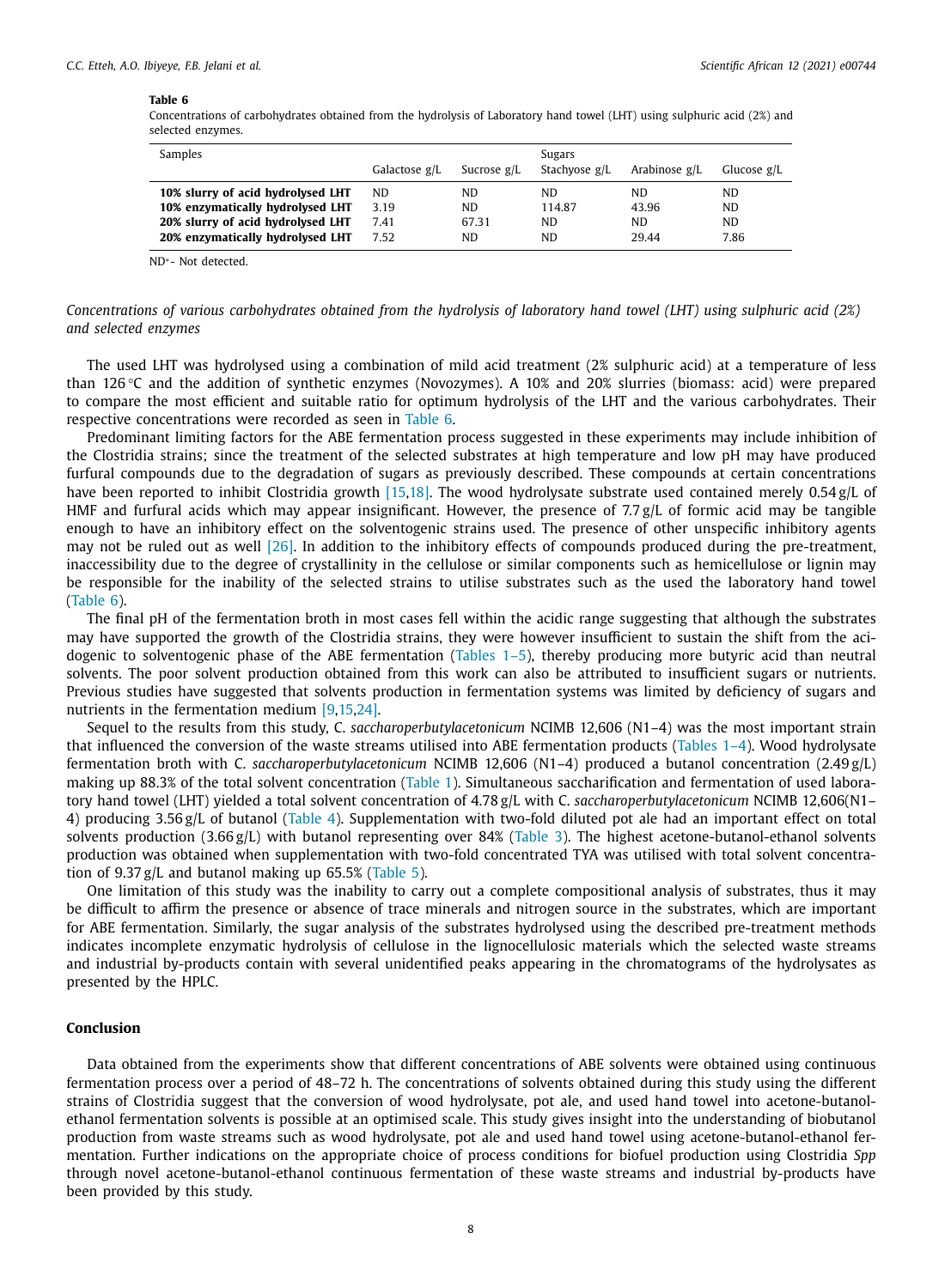**Table 6**
Concentrations of carbohydrates obtained from the hydrolysis of Laboratory hand towel (LHT) using sulphuric acid (2%) and selected enzymes.

| Samples | Sugars | | | | |
|---|---|---|---|---|---|
| | Galactose g/L | Sucrose g/L | Stachyose g/L | Arabinose g/L | Glucose g/L |
| **10% slurry of acid hydrolysed LHT** | ND | ND | ND | ND | ND |
| **10% enzymatically hydrolysed LHT** | 3.19 | ND | 114.87 | 43.96 | ND |
| **20% slurry of acid hydrolysed LHT** | 7.41 | 67.31 | ND | ND | ND |
| **20% enzymatically hydrolysed LHT** | 7.52 | ND | ND | 29.44 | 7.86 |

ND*- Not detected.

*Concentrations of various carbohydrates obtained from the hydrolysis of laboratory hand towel (LHT) using sulphuric acid (2%) and selected enzymes*

The used LHT was hydrolysed using a combination of mild acid treatment (2% sulphuric acid) at a temperature of less than 126 °C and the addition of synthetic enzymes (Novozymes). A 10% and 20% slurries (biomass: acid) were prepared to compare the most efficient and suitable ratio for optimum hydrolysis of the LHT and the various carbohydrates. Their respective concentrations were recorded as seen in Table 6.

Predominant limiting factors for the ABE fermentation process suggested in these experiments may include inhibition of the Clostridia strains; since the treatment of the selected substrates at high temperature and low pH may have produced furfural compounds due to the degradation of sugars as previously described. These compounds at certain concentrations have been reported to inhibit Clostridia growth [15,18]. The wood hydrolysate substrate used contained merely 0.54 g/L of HMF and furfural acids which may appear insignificant. However, the presence of 7.7 g/L of formic acid may be tangible enough to have an inhibitory effect on the solventogenic strains used. The presence of other unspecific inhibitory agents may not be ruled out as well [26]. In addition to the inhibitory effects of compounds produced during the pre-treatment, inaccessibility due to the degree of crystallinity in the cellulose or similar components such as hemicellulose or lignin may be responsible for the inability of the selected strains to utilise substrates such as the used the laboratory hand towel (Table 6).

The final pH of the fermentation broth in most cases fell within the acidic range suggesting that although the substrates may have supported the growth of the Clostridia strains, they were however insufficient to sustain the shift from the acidogenic to solventogenic phase of the ABE fermentation (Tables 1–5), thereby producing more butyric acid than neutral solvents. The poor solvent production obtained from this work can also be attributed to insufficient sugars or nutrients. Previous studies have suggested that solvents production in fermentation systems was limited by deficiency of sugars and nutrients in the fermentation medium [9,15,24].

Sequel to the results from this study, C. *saccharoperbutylacetonicum* NCIMB 12,606 (N1–4) was the most important strain that influenced the conversion of the waste streams utilised into ABE fermentation products (Tables 1–4). Wood hydrolysate fermentation broth with C. *saccharoperbutylacetonicum* NCIMB 12,606 (N1–4) produced a butanol concentration (2.49 g/L) making up 88.3% of the total solvent concentration (Table 1). Simultaneous saccharification and fermentation of used laboratory hand towel (LHT) yielded a total solvent concentration of 4.78 g/L with C. *saccharoperbutylacetonicum* NCIMB 12,606(N1–4) producing 3.56 g/L of butanol (Table 4). Supplementation with two-fold diluted pot ale had an important effect on total solvents production (3.66 g/L) with butanol representing over 84% (Table 3). The highest acetone-butanol-ethanol solvents production was obtained when supplementation with two-fold concentrated TYA was utilised with total solvent concentration of 9.37 g/L and butanol making up 65.5% (Table 5).

One limitation of this study was the inability to carry out a complete compositional analysis of substrates, thus it may be difficult to affirm the presence or absence of trace minerals and nitrogen source in the substrates, which are important for ABE fermentation. Similarly, the sugar analysis of the substrates hydrolysed using the described pre-treatment methods indicates incomplete enzymatic hydrolysis of cellulose in the lignocellulosic materials which the selected waste streams and industrial by-products contain with several unidentified peaks appearing in the chromatograms of the hydrolysates as presented by the HPLC.

## Conclusion

Data obtained from the experiments show that different concentrations of ABE solvents were obtained using continuous fermentation process over a period of 48–72 h. The concentrations of solvents obtained during this study using the different strains of Clostridia suggest that the conversion of wood hydrolysate, pot ale, and used hand towel into acetone-butanol-ethanol fermentation solvents is possible at an optimised scale. This study gives insight into the understanding of biobutanol production from waste streams such as wood hydrolysate, pot ale and used hand towel using acetone-butanol-ethanol fermentation. Further indications on the appropriate choice of process conditions for biofuel production using Clostridia *Spp* through novel acetone-butanol-ethanol continuous fermentation of these waste streams and industrial by-products have been provided by this study.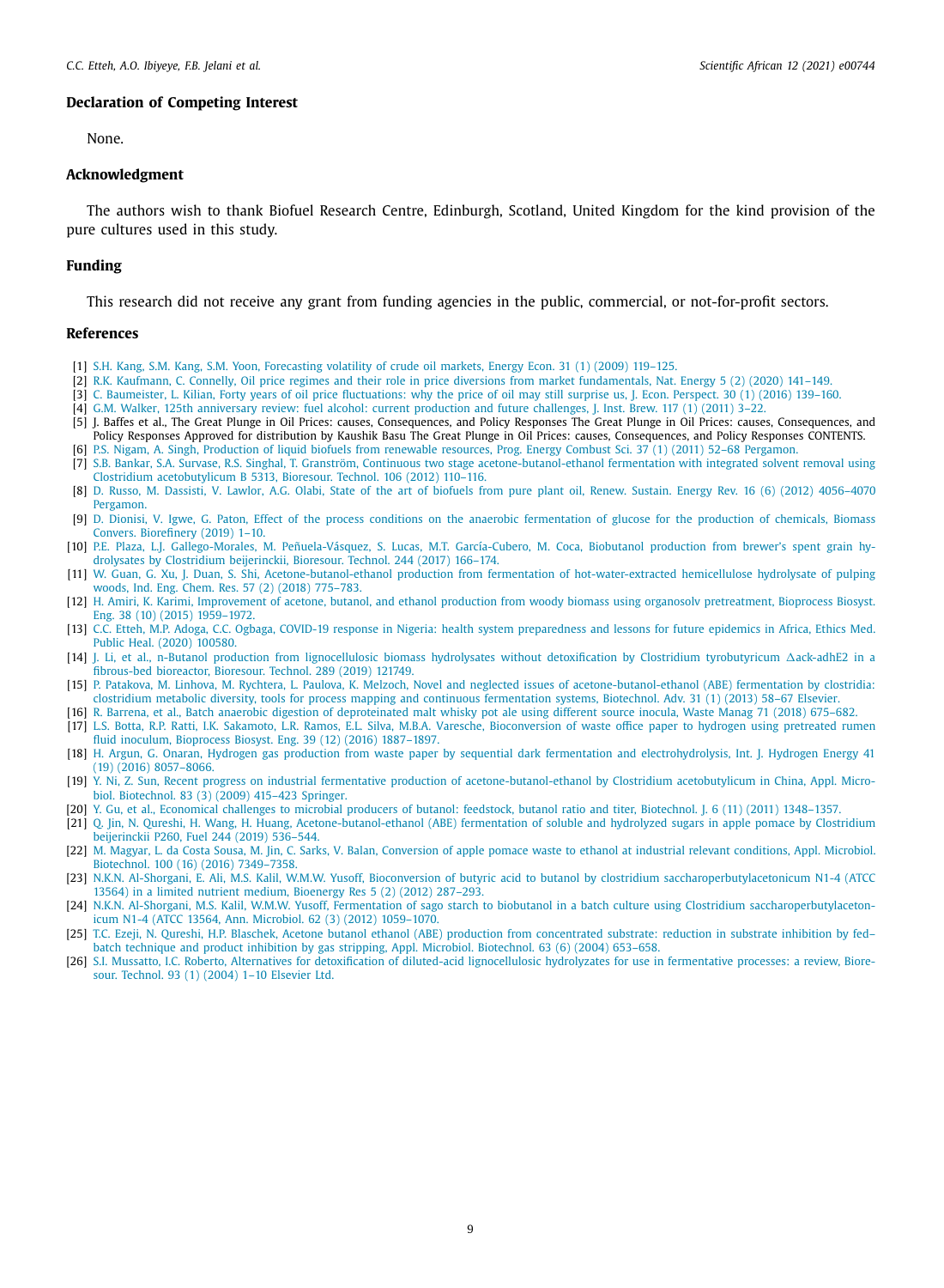## Declaration of Competing Interest

None.

## Acknowledgment

The authors wish to thank Biofuel Research Centre, Edinburgh, Scotland, United Kingdom for the kind provision of the pure cultures used in this study.

## Funding

This research did not receive any grant from funding agencies in the public, commercial, or not-for-profit sectors.

## References

[1] S.H. Kang, S.M. Kang, S.M. Yoon, Forecasting volatility of crude oil markets, Energy Econ. 31 (1) (2009) 119–125.
[2] R.K. Kaufmann, C. Connelly, Oil price regimes and their role in price diversions from market fundamentals, Nat. Energy 5 (2) (2020) 141–149.
[3] C. Baumeister, L. Kilian, Forty years of oil price fluctuations: why the price of oil may still surprise us, J. Econ. Perspect. 30 (1) (2016) 139–160.
[4] G.M. Walker, 125th anniversary review: fuel alcohol: current production and future challenges, J. Inst. Brew. 117 (1) (2011) 3–22.
[5] J. Baffes et al., The Great Plunge in Oil Prices: causes, Consequences, and Policy Responses The Great Plunge in Oil Prices: causes, Consequences, and Policy Responses Approved for distribution by Kaushik Basu The Great Plunge in Oil Prices: causes, Consequences, and Policy Responses CONTENTS.
[6] P.S. Nigam, A. Singh, Production of liquid biofuels from renewable resources, Prog. Energy Combust Sci. 37 (1) (2011) 52–68 Pergamon.
[7] S.B. Bankar, S.A. Survase, R.S. Singhal, T. Granström, Continuous two stage acetone-butanol-ethanol fermentation with integrated solvent removal using Clostridium acetobutylicum B 5313, Bioresour. Technol. 106 (2012) 110–116.
[8] D. Russo, M. Dassisti, V. Lawlor, A.G. Olabi, State of the art of biofuels from pure plant oil, Renew. Sustain. Energy Rev. 16 (6) (2012) 4056–4070 Pergamon.
[9] D. Dionisi, V. Igwe, G. Paton, Effect of the process conditions on the anaerobic fermentation of glucose for the production of chemicals, Biomass Convers. Biorefinery (2019) 1–10.
[10] P.E. Plaza, L.J. Gallego-Morales, M. Peñuela-Vásquez, S. Lucas, M.T. García-Cubero, M. Coca, Biobutanol production from brewer's spent grain hydrolysates by Clostridium beijerinckii, Bioresour. Technol. 244 (2017) 166–174.
[11] W. Guan, G. Xu, J. Duan, S. Shi, Acetone-butanol-ethanol production from fermentation of hot-water-extracted hemicellulose hydrolysate of pulping woods, Ind. Eng. Chem. Res. 57 (2) (2018) 775–783.
[12] H. Amiri, K. Karimi, Improvement of acetone, butanol, and ethanol production from woody biomass using organosolv pretreatment, Bioprocess Biosyst. Eng. 38 (10) (2015) 1959–1972.
[13] C.C. Etteh, M.P. Adoga, C.C. Ogbaga, COVID-19 response in Nigeria: health system preparedness and lessons for future epidemics in Africa, Ethics Med. Public Heal. (2020) 100580.
[14] J. Li, et al., n-Butanol production from lignocellulosic biomass hydrolysates without detoxification by Clostridium tyrobutyricum Δack-adhE2 in a fibrous-bed bioreactor, Bioresour. Technol. 289 (2019) 121749.
[15] P. Patakova, M. Linhova, M. Rychtera, L. Paulova, K. Melzoch, Novel and neglected issues of acetone-butanol-ethanol (ABE) fermentation by clostridia: clostridium metabolic diversity, tools for process mapping and continuous fermentation systems, Biotechnol. Adv. 31 (1) (2013) 58–67 Elsevier.
[16] R. Barrena, et al., Batch anaerobic digestion of deproteinated malt whisky pot ale using different source inocula, Waste Manag 71 (2018) 675–682.
[17] L.S. Botta, R.P. Ratti, I.K. Sakamoto, L.R. Ramos, E.L. Silva, M.B.A. Varesche, Bioconversion of waste office paper to hydrogen using pretreated rumen fluid inoculum, Bioprocess Biosyst. Eng. 39 (12) (2016) 1887–1897.
[18] H. Argun, G. Onaran, Hydrogen gas production from waste paper by sequential dark fermentation and electrohydrolysis, Int. J. Hydrogen Energy 41 (19) (2016) 8057–8066.
[19] Y. Ni, Z. Sun, Recent progress on industrial fermentative production of acetone-butanol-ethanol by Clostridium acetobutylicum in China, Appl. Microbiol. Biotechnol. 83 (3) (2009) 415–423 Springer.
[20] Y. Gu, et al., Economical challenges to microbial producers of butanol: feedstock, butanol ratio and titer, Biotechnol. J. 6 (11) (2011) 1348–1357.
[21] Q. Jin, N. Qureshi, H. Wang, H. Huang, Acetone-butanol-ethanol (ABE) fermentation of soluble and hydrolyzed sugars in apple pomace by Clostridium beijerinckii P260, Fuel 244 (2019) 536–544.
[22] M. Magyar, L. da Costa Sousa, M. Jin, C. Sarks, V. Balan, Conversion of apple pomace waste to ethanol at industrial relevant conditions, Appl. Microbiol. Biotechnol. 100 (16) (2016) 7349–7358.
[23] N.K.N. Al-Shorgani, E. Ali, M.S. Kalil, W.M.W. Yusoff, Bioconversion of butyric acid to butanol by clostridium saccharoperbutylacetonicum N1-4 (ATCC 13564) in a limited nutrient medium, Bioenergy Res 5 (2) (2012) 287–293.
[24] N.K.N. Al-Shorgani, M.S. Kalil, W.M.W. Yusoff, Fermentation of sago starch to biobutanol in a batch culture using Clostridium saccharoperbutylacetonicum N1-4 (ATCC 13564, Ann. Microbiol. 62 (3) (2012) 1059–1070.
[25] T.C. Ezeji, N. Qureshi, H.P. Blaschek, Acetone butanol ethanol (ABE) production from concentrated substrate: reduction in substrate inhibition by fed–batch technique and product inhibition by gas stripping, Appl. Microbiol. Biotechnol. 63 (6) (2004) 653–658.
[26] S.I. Mussatto, I.C. Roberto, Alternatives for detoxification of diluted-acid lignocellulosic hydrolyzates for use in fermentative processes: a review, Bioresour. Technol. 93 (1) (2004) 1–10 Elsevier Ltd.